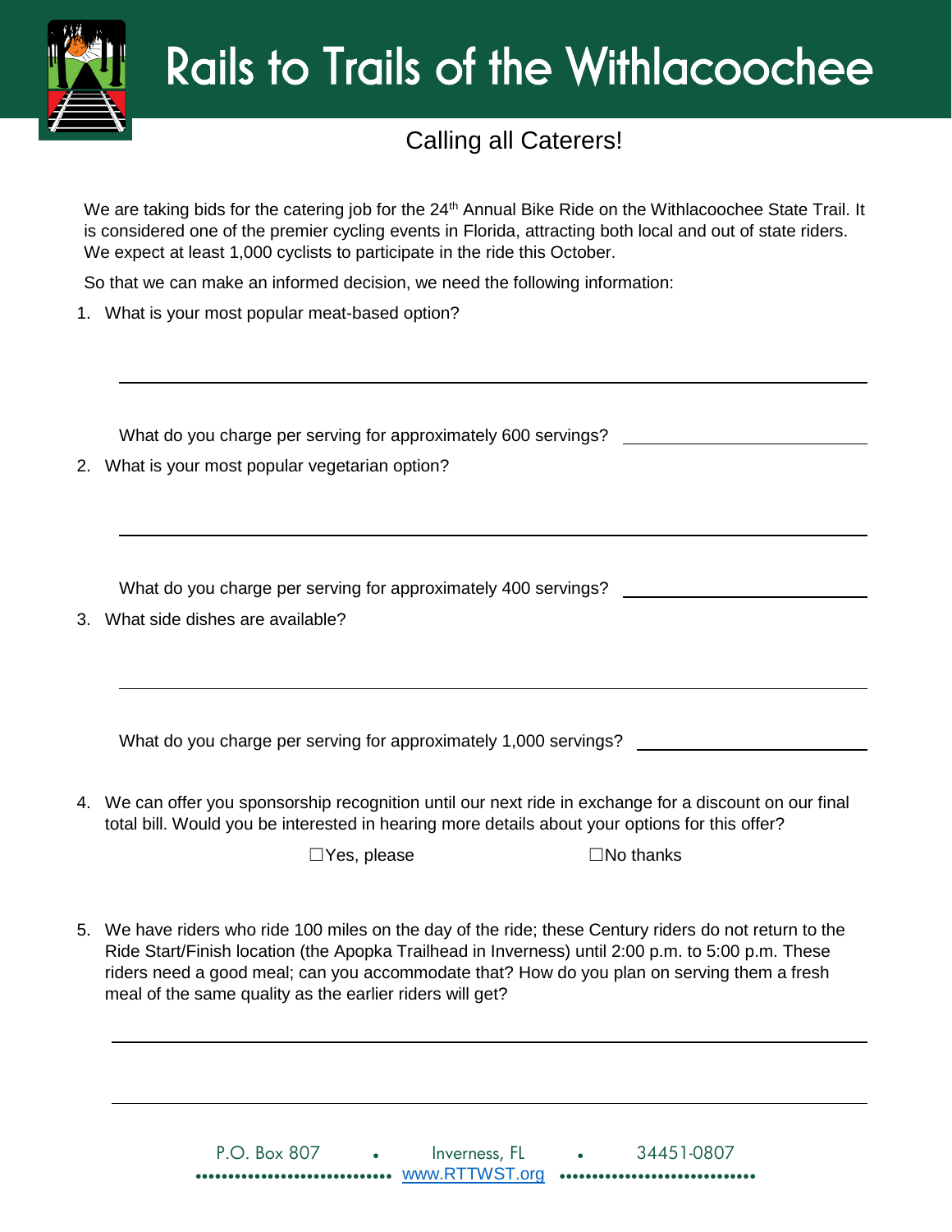# Rails to Trails of the Withlacoochee

## Calling all Caterers!

We are taking bids for the catering job for the 24th Annual Bike Ride on the Withlacoochee State Trail. It is considered one of the premier cycling events in Florida, attracting both local and out of state riders. We expect at least 1,000 cyclists to participate in the ride this October.

So that we can make an informed decision, we need the following information:

1. What is your most popular meat-based option?

   ______________________________________________

   What do you charge per serving for approximately 600 servings? ____________

2. What is your most popular vegetarian option?

   ______________________________________________

   What do you charge per serving for approximately 400 servings? ____________

3. What side dishes are available?

   ______________________________________________

   What do you charge per serving for approximately 1,000 servings? ____________

4. We can offer you sponsorship recognition until our next ride in exchange for a discount on our final total bill. Would you be interested in hearing more details about your options for this offer?

   ☐Yes, please ☐No thanks

5. We have riders who ride 100 miles on the day of the ride; these Century riders do not return to the Ride Start/Finish location (the Apopka Trailhead in Inverness) until 2:00 p.m. to 5:00 p.m. These riders need a good meal; can you accommodate that? How do you plan on serving them a fresh meal of the same quality as the earlier riders will get?

   ______________________________________________

   ______________________________________________

P.O. Box 807 • Inverness, FL • 34451-0807

www.RTTWST.org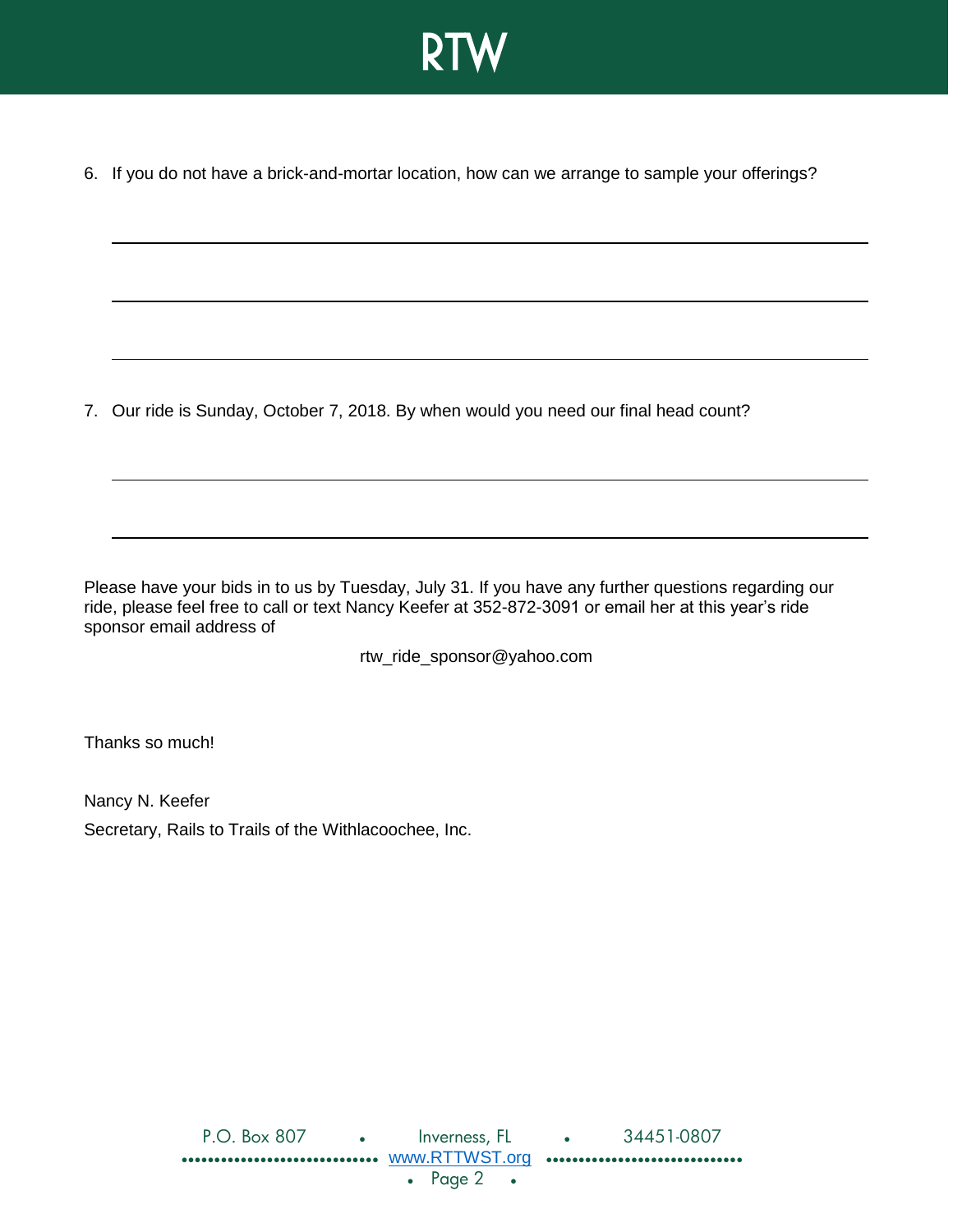6. If you do not have a brick-and-mortar location, how can we arrange to sample your offerings?

7. Our ride is Sunday, October 7, 2018. By when would you need our final head count?

Please have your bids in to us by Tuesday, July 31. If you have any further questions regarding our ride, please feel free to call or text Nancy Keefer at 352-872-3091 or email her at this year's ride sponsor email address of

rtw_ride_sponsor@yahoo.com

Thanks so much!

Nancy N. Keefer

Secretary, Rails to Trails of the Withlacoochee, Inc.